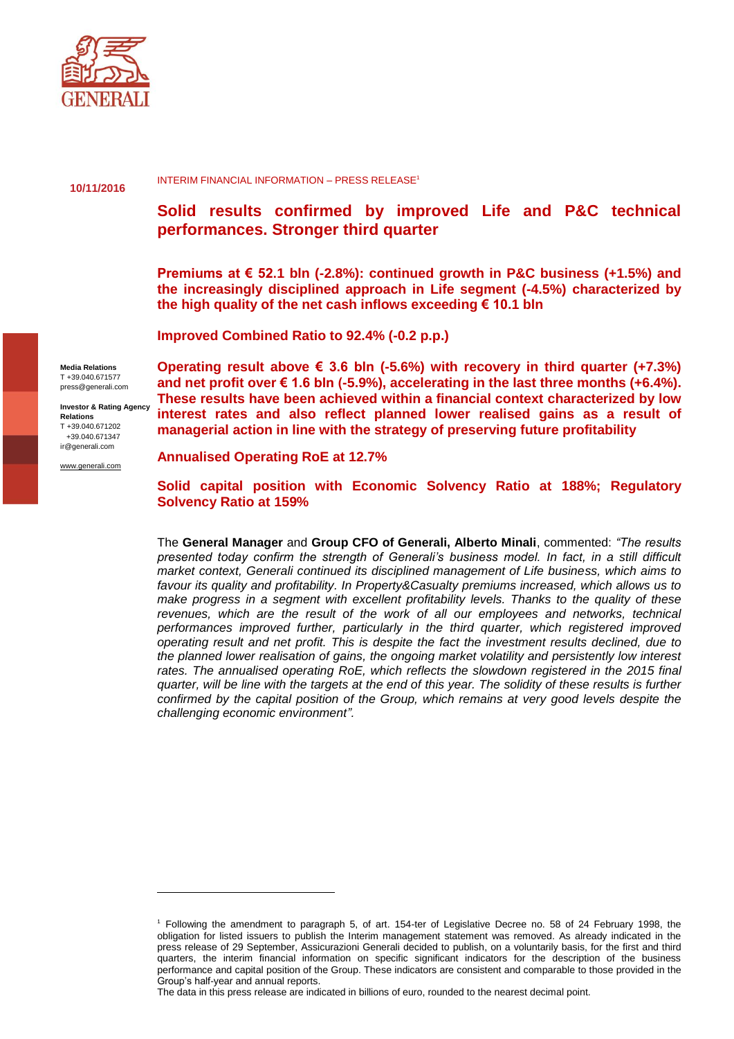10/11/2016

INTERIM FINANCIAL INFORMATION – PRESS RELEASE[1]

# Solid results confirmed by improved Life and P&C technical performances. Stronger third quarter

**Premiums at € 52.1 bln (-2.8%): continued growth in P&C business (+1.5%) and the increasingly disciplined approach in Life segment (-4.5%) characterized by the high quality of the net cash inflows exceeding € 10.1 bln**

**Improved Combined Ratio to 92.4% (-0.2 p.p.)**

**Operating result above € 3.6 bln (-5.6%) with recovery in third quarter (+7.3%) and net profit over € 1.6 bln (-5.9%), accelerating in the last three months (+6.4%). These results have been achieved within a financial context characterized by low interest rates and also reflect planned lower realised gains as a result of managerial action in line with the strategy of preserving future profitability**

**Annualised Operating RoE at 12.7%**

**Solid capital position with Economic Solvency Ratio at 188%; Regulatory Solvency Ratio at 159%**

**Media Relations**
T +39.040.671577
press@generali.com

**Investor & Rating Agency Relations**
T +39.040.671202
+39.040.671347
ir@generali.com

www.generali.com

The **General Manager** and **Group CFO of Generali, Alberto Minali**, commented: *"The results presented today confirm the strength of Generali's business model. In fact, in a still difficult market context, Generali continued its disciplined management of Life business, which aims to favour its quality and profitability. In Property&Casualty premiums increased, which allows us to make progress in a segment with excellent profitability levels. Thanks to the quality of these revenues, which are the result of the work of all our employees and networks, technical performances improved further, particularly in the third quarter, which registered improved operating result and net profit. This is despite the fact the investment results declined, due to the planned lower realisation of gains, the ongoing market volatility and persistently low interest rates. The annualised operating RoE, which reflects the slowdown registered in the 2015 final quarter, will be line with the targets at the end of this year. The solidity of these results is further confirmed by the capital position of the Group, which remains at very good levels despite the challenging economic environment".*

---

[1] Following the amendment to paragraph 5, of art. 154-ter of Legislative Decree no. 58 of 24 February 1998, the obligation for listed issuers to publish the Interim management statement was removed. As already indicated in the press release of 29 September, Assicurazioni Generali decided to publish, on a voluntarily basis, for the first and third quarters, the interim financial information on specific significant indicators for the description of the business performance and capital position of the Group. These indicators are consistent and comparable to those provided in the Group's half-year and annual reports.
The data in this press release are indicated in billions of euro, rounded to the nearest decimal point.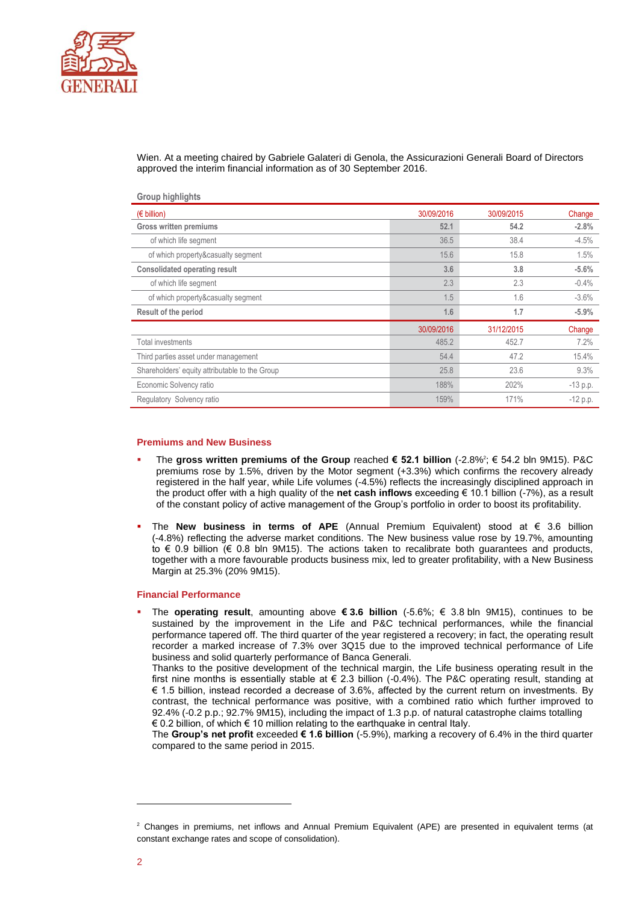Wien. At a meeting chaired by Gabriele Galateri di Genola, the Assicurazioni Generali Board of Directors approved the interim financial information as of 30 September 2016.

**Group highlights**

| (€ billion) | 30/09/2016 | 30/09/2015 | Change |
|---|---|---|---|
| **Gross written premiums** | **52.1** | **54.2** | **-2.8%** |
| of which life segment | 36.5 | 38.4 | -4.5% |
| of which property&casualty segment | 15.6 | 15.8 | 1.5% |
| **Consolidated operating result** | **3.6** | **3.8** | **-5.6%** |
| of which life segment | 2.3 | 2.3 | -0.4% |
| of which property&casualty segment | 1.5 | 1.6 | -3.6% |
| **Result of the period** | **1.6** | **1.7** | **-5.9%** |
| | 30/09/2016 | 31/12/2015 | Change |
| Total investments | 485.2 | 452.7 | 7.2% |
| Third parties asset under management | 54.4 | 47.2 | 15.4% |
| Shareholders' equity attributable to the Group | 25.8 | 23.6 | 9.3% |
| Economic Solvency ratio | 188% | 202% | -13 p.p. |
| Regulatory Solvency ratio | 159% | 171% | -12 p.p. |

### Premiums and New Business

- The **gross written premiums of the Group** reached **€ 52.1 billion** (-2.8%[2]; € 54.2 bln 9M15). P&C premiums rose by 1.5%, driven by the Motor segment (+3.3%) which confirms the recovery already registered in the half year, while Life volumes (-4.5%) reflects the increasingly disciplined approach in the product offer with a high quality of the **net cash inflows** exceeding € 10.1 billion (-7%), as a result of the constant policy of active management of the Group's portfolio in order to boost its profitability.
- The **New business in terms of APE** (Annual Premium Equivalent) stood at € 3.6 billion (-4.8%) reflecting the adverse market conditions. The New business value rose by 19.7%, amounting to € 0.9 billion (€ 0.8 bln 9M15). The actions taken to recalibrate both guarantees and products, together with a more favourable products business mix, led to greater profitability, with a New Business Margin at 25.3% (20% 9M15).

### Financial Performance

- The **operating result**, amounting above **€ 3.6 billion** (-5.6%; € 3.8 bln 9M15), continues to be sustained by the improvement in the Life and P&C technical performances, while the financial performance tapered off. The third quarter of the year registered a recovery; in fact, the operating result recorder a marked increase of 7.3% over 3Q15 due to the improved technical performance of Life business and solid quarterly performance of Banca Generali.
  Thanks to the positive development of the technical margin, the Life business operating result in the first nine months is essentially stable at € 2.3 billion (-0.4%). The P&C operating result, standing at € 1.5 billion, instead recorded a decrease of 3.6%, affected by the current return on investments. By contrast, the technical performance was positive, with a combined ratio which further improved to 92.4% (-0.2 p.p.; 92.7% 9M15), including the impact of 1.3 p.p. of natural catastrophe claims totalling € 0.2 billion, of which € 10 million relating to the earthquake in central Italy.
  The **Group's net profit** exceeded **€ 1.6 billion** (-5.9%), marking a recovery of 6.4% in the third quarter compared to the same period in 2015.

---

[2] Changes in premiums, net inflows and Annual Premium Equivalent (APE) are presented in equivalent terms (at constant exchange rates and scope of consolidation).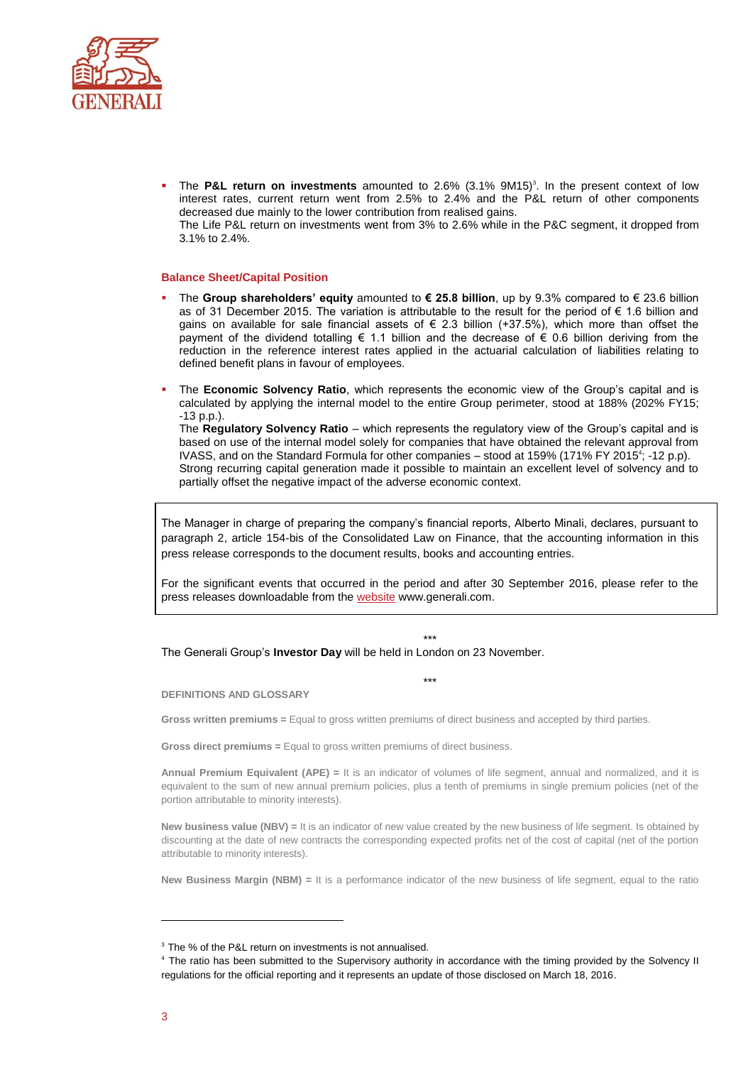- The **P&L return on investments** amounted to 2.6% (3.1% 9M15)[3]. In the present context of low interest rates, current return went from 2.5% to 2.4% and the P&L return of other components decreased due mainly to the lower contribution from realised gains.
  The Life P&L return on investments went from 3% to 2.6% while in the P&C segment, it dropped from 3.1% to 2.4%.

### Balance Sheet/Capital Position

- The **Group shareholders' equity** amounted to **€ 25.8 billion**, up by 9.3% compared to € 23.6 billion as of 31 December 2015. The variation is attributable to the result for the period of € 1.6 billion and gains on available for sale financial assets of € 2.3 billion (+37.5%), which more than offset the payment of the dividend totalling € 1.1 billion and the decrease of € 0.6 billion deriving from the reduction in the reference interest rates applied in the actuarial calculation of liabilities relating to defined benefit plans in favour of employees.

- The **Economic Solvency Ratio**, which represents the economic view of the Group's capital and is calculated by applying the internal model to the entire Group perimeter, stood at 188% (202% FY15; -13 p.p.).
  The **Regulatory Solvency Ratio** – which represents the regulatory view of the Group's capital and is based on use of the internal model solely for companies that have obtained the relevant approval from IVASS, and on the Standard Formula for other companies – stood at 159% (171% FY 2015[4]; -12 p.p).
  Strong recurring capital generation made it possible to maintain an excellent level of solvency and to partially offset the negative impact of the adverse economic context.

The Manager in charge of preparing the company's financial reports, Alberto Minali, declares, pursuant to paragraph 2, article 154-bis of the Consolidated Law on Finance, that the accounting information in this press release corresponds to the document results, books and accounting entries.

For the significant events that occurred in the period and after 30 September 2016, please refer to the press releases downloadable from the website www.generali.com.

\*\*\*

The Generali Group's **Investor Day** will be held in London on 23 November.

\*\*\*

**DEFINITIONS AND GLOSSARY**

**Gross written premiums =** Equal to gross written premiums of direct business and accepted by third parties.

**Gross direct premiums =** Equal to gross written premiums of direct business.

**Annual Premium Equivalent (APE) =** It is an indicator of volumes of life segment, annual and normalized, and it is equivalent to the sum of new annual premium policies, plus a tenth of premiums in single premium policies (net of the portion attributable to minority interests).

**New business value (NBV) =** It is an indicator of new value created by the new business of life segment. Is obtained by discounting at the date of new contracts the corresponding expected profits net of the cost of capital (net of the portion attributable to minority interests).

**New Business Margin (NBM) =** It is a performance indicator of the new business of life segment, equal to the ratio

---

[3] The % of the P&L return on investments is not annualised.

[4] The ratio has been submitted to the Supervisory authority in accordance with the timing provided by the Solvency II regulations for the official reporting and it represents an update of those disclosed on March 18, 2016.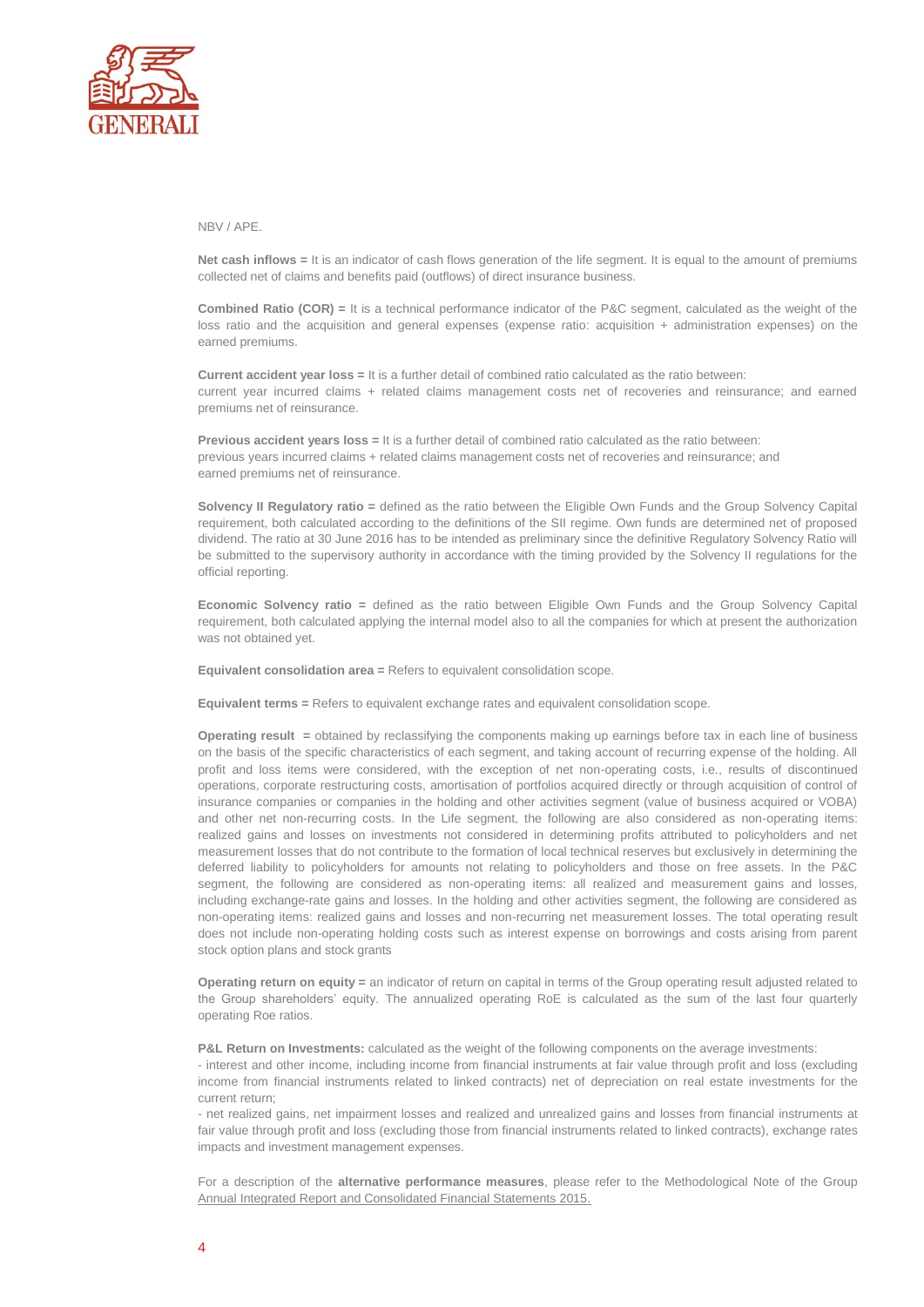NBV / APE.

**Net cash inflows =** It is an indicator of cash flows generation of the life segment. It is equal to the amount of premiums collected net of claims and benefits paid (outflows) of direct insurance business.

**Combined Ratio (COR) =** It is a technical performance indicator of the P&C segment, calculated as the weight of the loss ratio and the acquisition and general expenses (expense ratio: acquisition + administration expenses) on the earned premiums.

**Current accident year loss =** It is a further detail of combined ratio calculated as the ratio between: current year incurred claims + related claims management costs net of recoveries and reinsurance; and earned premiums net of reinsurance.

**Previous accident years loss =** It is a further detail of combined ratio calculated as the ratio between: previous years incurred claims + related claims management costs net of recoveries and reinsurance; and earned premiums net of reinsurance.

**Solvency II Regulatory ratio =** defined as the ratio between the Eligible Own Funds and the Group Solvency Capital requirement, both calculated according to the definitions of the SII regime. Own funds are determined net of proposed dividend. The ratio at 30 June 2016 has to be intended as preliminary since the definitive Regulatory Solvency Ratio will be submitted to the supervisory authority in accordance with the timing provided by the Solvency II regulations for the official reporting.

**Economic Solvency ratio =** defined as the ratio between Eligible Own Funds and the Group Solvency Capital requirement, both calculated applying the internal model also to all the companies for which at present the authorization was not obtained yet.

**Equivalent consolidation area =** Refers to equivalent consolidation scope.

**Equivalent terms =** Refers to equivalent exchange rates and equivalent consolidation scope.

**Operating result =** obtained by reclassifying the components making up earnings before tax in each line of business on the basis of the specific characteristics of each segment, and taking account of recurring expense of the holding. All profit and loss items were considered, with the exception of net non-operating costs, i.e., results of discontinued operations, corporate restructuring costs, amortisation of portfolios acquired directly or through acquisition of control of insurance companies or companies in the holding and other activities segment (value of business acquired or VOBA) and other net non-recurring costs. In the Life segment, the following are also considered as non-operating items: realized gains and losses on investments not considered in determining profits attributed to policyholders and net measurement losses that do not contribute to the formation of local technical reserves but exclusively in determining the deferred liability to policyholders for amounts not relating to policyholders and those on free assets. In the P&C segment, the following are considered as non-operating items: all realized and measurement gains and losses, including exchange-rate gains and losses. In the holding and other activities segment, the following are considered as non-operating items: realized gains and losses and non-recurring net measurement losses. The total operating result does not include non-operating holding costs such as interest expense on borrowings and costs arising from parent stock option plans and stock grants

**Operating return on equity =** an indicator of return on capital in terms of the Group operating result adjusted related to the Group shareholders' equity. The annualized operating RoE is calculated as the sum of the last four quarterly operating Roe ratios.

**P&L Return on Investments:** calculated as the weight of the following components on the average investments:

- interest and other income, including income from financial instruments at fair value through profit and loss (excluding income from financial instruments related to linked contracts) net of depreciation on real estate investments for the current return;
- net realized gains, net impairment losses and realized and unrealized gains and losses from financial instruments at fair value through profit and loss (excluding those from financial instruments related to linked contracts), exchange rates impacts and investment management expenses.

For a description of the **alternative performance measures**, please refer to the Methodological Note of the Group Annual Integrated Report and Consolidated Financial Statements 2015.